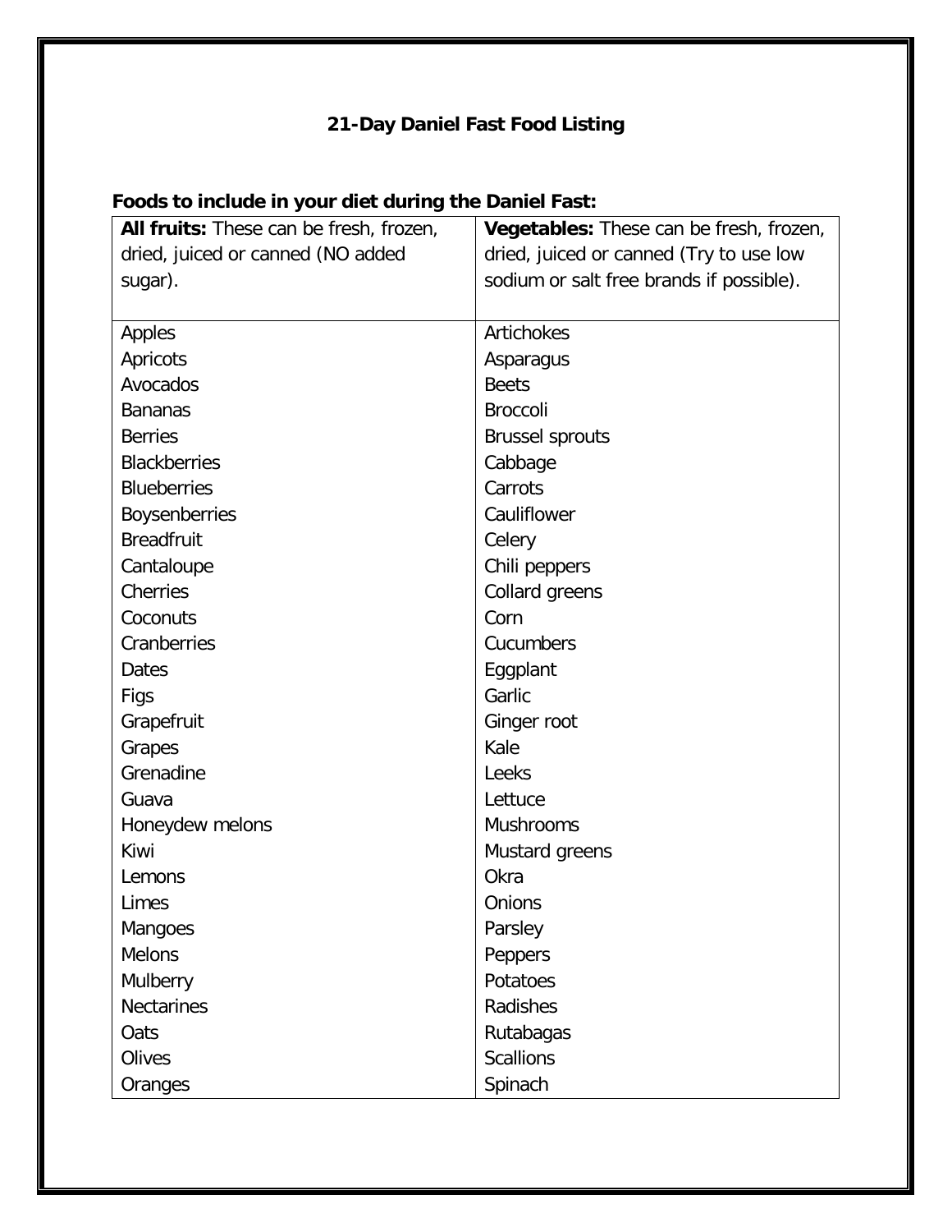# 21-Day Daniel Fast Food Listing

**Foods to include in your diet during the Daniel Fast:**

| **All fruits:** These can be fresh, frozen, dried, juiced or canned (NO added sugar). | **Vegetables:** These can be fresh, frozen, dried, juiced or canned (Try to use low sodium or salt free brands if possible). |
|---|---|
| Apples | Artichokes |
| Apricots | Asparagus |
| Avocados | Beets |
| Bananas | Broccoli |
| Berries | Brussel sprouts |
| Blackberries | Cabbage |
| Blueberries | Carrots |
| Boysenberries | Cauliflower |
| Breadfruit | Celery |
| Cantaloupe | Chili peppers |
| Cherries | Collard greens |
| Coconuts | Corn |
| Cranberries | Cucumbers |
| Dates | Eggplant |
| Figs | Garlic |
| Grapefruit | Ginger root |
| Grapes | Kale |
| Grenadine | Leeks |
| Guava | Lettuce |
| Honeydew melons | Mushrooms |
| Kiwi | Mustard greens |
| Lemons | Okra |
| Limes | Onions |
| Mangoes | Parsley |
| Melons | Peppers |
| Mulberry | Potatoes |
| Nectarines | Radishes |
| Oats | Rutabagas |
| Olives | Scallions |
| Oranges | Spinach |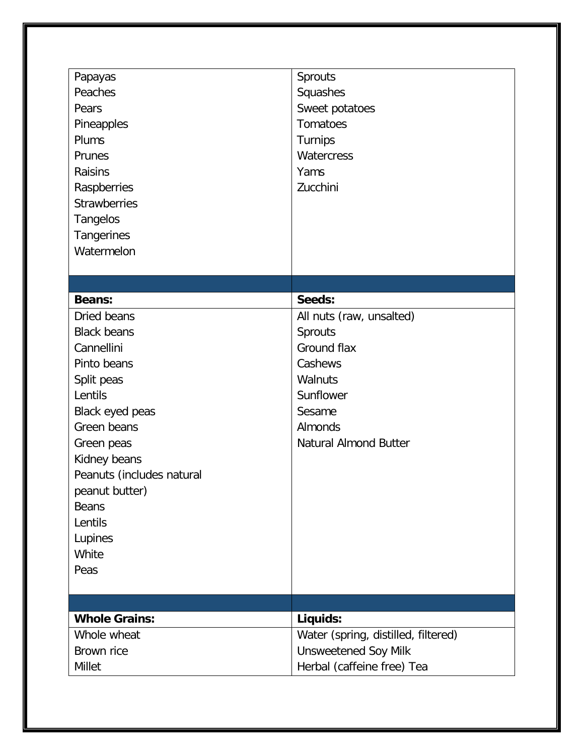| | |
|---|---|
| Papayas<br>Peaches<br>Pears<br>Pineapples<br>Plums<br>Prunes<br>Raisins<br>Raspberries<br>Strawberries<br>Tangelos<br>Tangerines<br>Watermelon | Sprouts<br>Squashes<br>Sweet potatoes<br>Tomatoes<br>Turnips<br>Watercress<br>Yams<br>Zucchini |
| | |
| **Beans:** | **Seeds:** |
| Dried beans<br>Black beans<br>Cannellini<br>Pinto beans<br>Split peas<br>Lentils<br>Black eyed peas<br>Green beans<br>Green peas<br>Kidney beans<br>Peanuts (includes natural peanut butter)<br>Beans<br>Lentils<br>Lupines<br>White<br>Peas | All nuts (raw, unsalted)<br>Sprouts<br>Ground flax<br>Cashews<br>Walnuts<br>Sunflower<br>Sesame<br>Almonds<br>Natural Almond Butter |
| | |
| **Whole Grains:** | **Liquids:** |
| Whole wheat<br>Brown rice<br>Millet | Water (spring, distilled, filtered)<br>Unsweetened Soy Milk<br>Herbal (caffeine free) Tea |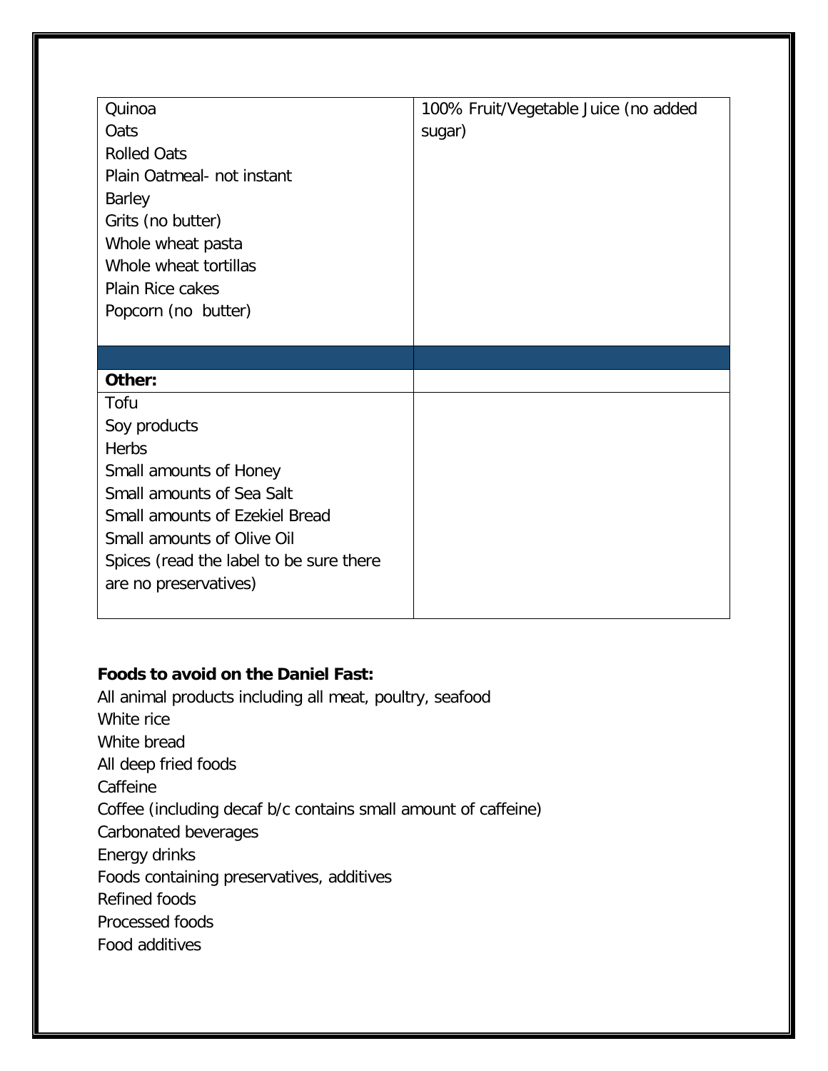| | |
|---|---|
| Quinoa<br>Oats<br>Rolled Oats<br>Plain Oatmeal- not instant<br>Barley<br>Grits (no butter)<br>Whole wheat pasta<br>Whole wheat tortillas<br>Plain Rice cakes<br>Popcorn (no butter) | 100% Fruit/Vegetable Juice (no added sugar) |
| | |
| **Other:** | |
| Tofu<br>Soy products<br>Herbs<br>Small amounts of Honey<br>Small amounts of Sea Salt<br>Small amounts of Ezekiel Bread<br>Small amounts of Olive Oil<br>Spices (read the label to be sure there are no preservatives) | |

**Foods to avoid on the Daniel Fast:**

All animal products including all meat, poultry, seafood
White rice
White bread
All deep fried foods
Caffeine
Coffee (including decaf b/c contains small amount of caffeine)
Carbonated beverages
Energy drinks
Foods containing preservatives, additives
Refined foods
Processed foods
Food additives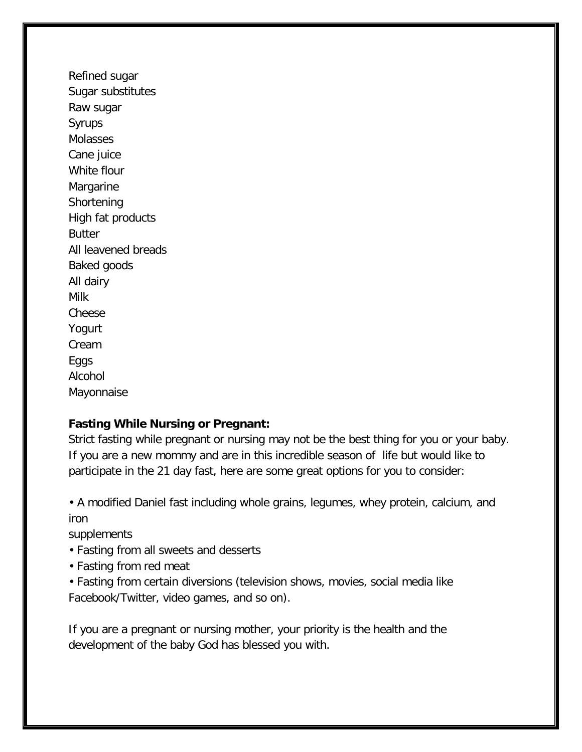Refined sugar
Sugar substitutes
Raw sugar
Syrups
Molasses
Cane juice
White flour
Margarine
Shortening
High fat products
Butter
All leavened breads
Baked goods
All dairy
Milk
Cheese
Yogurt
Cream
Eggs
Alcohol
Mayonnaise

**Fasting While Nursing or Pregnant:**

Strict fasting while pregnant or nursing may not be the best thing for you or your baby. If you are a new mommy and are in this incredible season of life but would like to participate in the 21 day fast, here are some great options for you to consider:

- A modified Daniel fast including whole grains, legumes, whey protein, calcium, and iron supplements
- Fasting from all sweets and desserts
- Fasting from red meat
- Fasting from certain diversions (television shows, movies, social media like Facebook/Twitter, video games, and so on).

If you are a pregnant or nursing mother, your priority is the health and the development of the baby God has blessed you with.